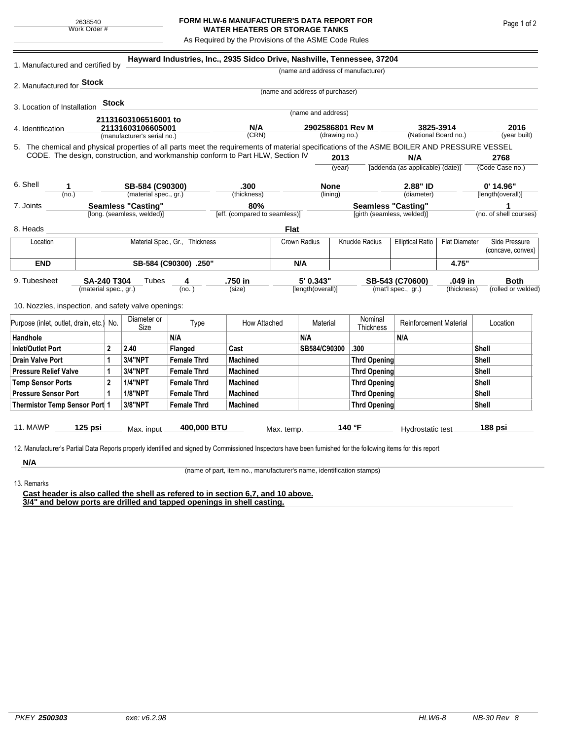2638540
Work Order #

# FORM HLW-6 MANUFACTURER'S DATA REPORT FOR WATER HEATERS OR STORAGE TANKS

As Required by the Provisions of the ASME Code Rules

1. Manufactured and certified by **Hayward Industries, Inc., 2935 Sidco Drive, Nashville, Tennessee, 37204**
(name and address of manufacturer)

2. Manufactured for **Stock**
(name and address of purchaser)

3. Location of Installation **Stock**
(name and address)

4. Identification **21131603106516001 to 21131603106605001** (manufacturer's serial no.) **N/A** (CRN) **2902586801 Rev M** (drawing no.) **3825-3914** (National Board no.) **2016** (year built)

5. The chemical and physical properties of all parts meet the requirements of material specifications of the ASME BOILER AND PRESSURE VESSEL CODE. The design, construction, and workmanship conform to Part HLW, Section IV **2013** (year) **N/A** [addenda (as applicable) (date)] **2768** (Code Case no.)

6. Shell **1** (no.) **SB-584 (C90300)** (material spec., gr.) **.300** (thickness) **None** (lining) **2.88" ID** (diameter) **0' 14.96"** [length(overall)]

7. Joints **Seamless "Casting"** [long. (seamless, welded)] **80%** [eff. (compared to seamless)] **Seamless "Casting"** [girth (seamless, welded)] **1** (no. of shell courses)

8. Heads **Flat**

| Location | Material Spec., Gr., Thickness | Crown Radius | Knuckle Radius | Elliptical Ratio | Flat Diameter | Side Pressure (concave, convex) |
|---|---|---|---|---|---|---|
| **END** | **SB-584 (C90300) .250"** | **N/A** | | | **4.75"** | |

9. Tubesheet **SA-240 T304** (material spec., gr.) Tubes **4** (no.) **.750 in** (size) **5' 0.343"** [length(overall)] **SB-543 (C70600)** (mat'l spec., gr.) **.049 in** (thickness) **Both** (rolled or welded)

10. Nozzles, inspection, and safety valve openings:

| Purpose (inlet, outlet, drain, etc.) | No. | Diameter or Size | Type | How Attached | Material | Nominal Thickness | Reinforcement Material | Location |
|---|---|---|---|---|---|---|---|---|
| **Handhole** | | | **N/A** | | **N/A** | | **N/A** | |
| **Inlet/Outlet Port** | **2** | **2.40** | **Flanged** | **Cast** | **SB584/C90300** | **.300** | | **Shell** |
| **Drain Valve Port** | **1** | **3/4"NPT** | **Female Thrd** | **Machined** | | **Thrd Opening** | | **Shell** |
| **Pressure Relief Valve** | **1** | **3/4"NPT** | **Female Thrd** | **Machined** | | **Thrd Opening** | | **Shell** |
| **Temp Sensor Ports** | **2** | **1/4"NPT** | **Female Thrd** | **Machined** | | **Thrd Opening** | | **Shell** |
| **Pressure Sensor Port** | **1** | **1/8"NPT** | **Female Thrd** | **Machined** | | **Thrd Opening** | | **Shell** |
| **Thermistor Temp Sensor Port** | **1** | **3/8"NPT** | **Female Thrd** | **Machined** | | **Thrd Opening** | | **Shell** |

11. MAWP **125 psi** Max. input **400,000 BTU** Max. temp. **140 °F** Hydrostatic test **188 psi**

12. Manufacturer's Partial Data Reports properly identified and signed by Commissioned Inspectors have been furnished for the following items for this report

**N/A**
(name of part, item no., manufacturer's name, identification stamps)

13. Remarks

**Cast header is also called the shell as refered to in section 6,7, and 10 above.**
**3/4" and below ports are drilled and tapped openings in shell casting.**

PKEY **2500303** exe: v6.2.98 HLW6-8 NB-30 Rev 8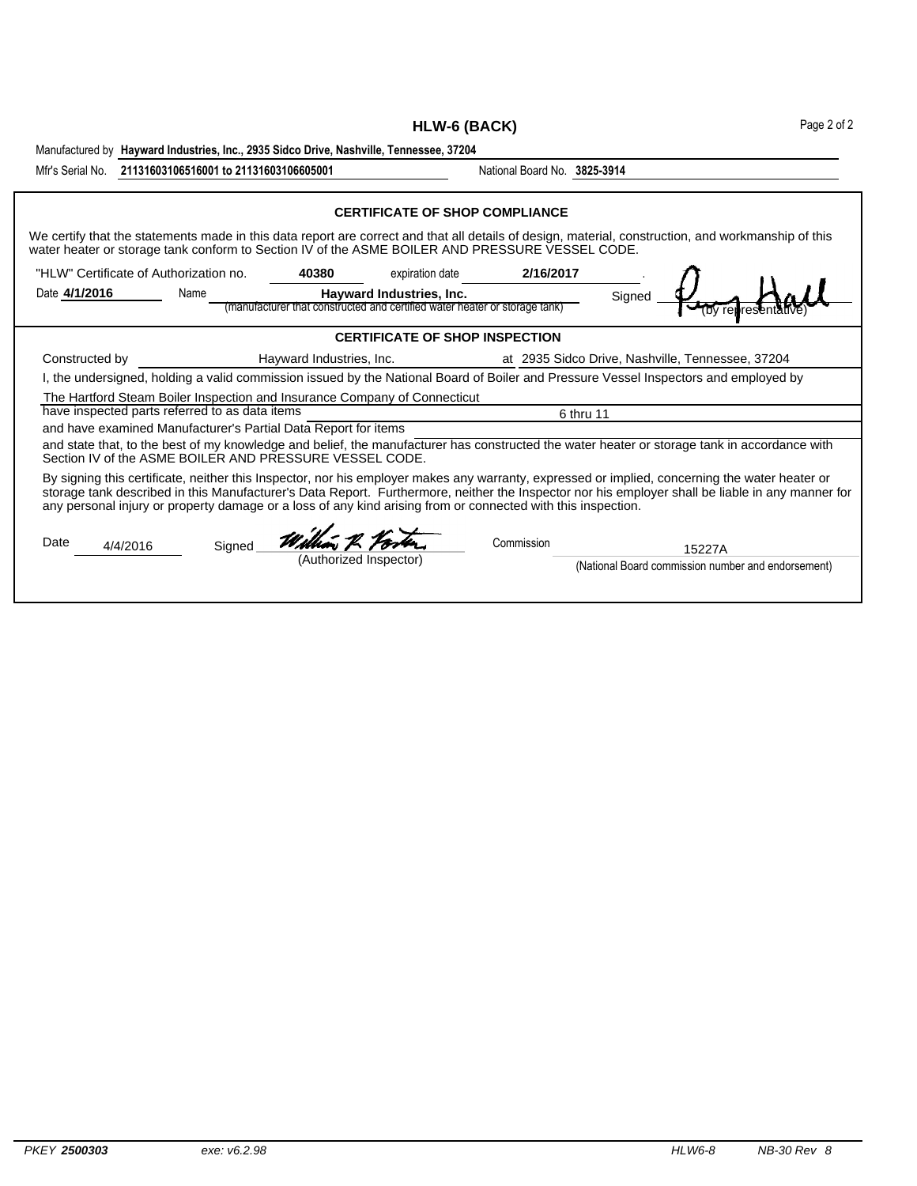# HLW-6 (BACK)

Manufactured by **Hayward Industries, Inc., 2935 Sidco Drive, Nashville, Tennessee, 37204**

Mfr's Serial No. **21131603106516001 to 21131603106605001** National Board No. **3825-3914**

## CERTIFICATE OF SHOP COMPLIANCE

We certify that the statements made in this data report are correct and that all details of design, material, construction, and workmanship of this water heater or storage tank conform to Section IV of the ASME BOILER AND PRESSURE VESSEL CODE.

"HLW" Certificate of Authorization no. **40380** expiration date **2/16/2017**.

Date **4/1/2016** Name **Hayward Industries, Inc.** (manufacturer that constructed and certified water heater or storage tank) Signed Perry Hall (by representative)

## CERTIFICATE OF SHOP INSPECTION

Constructed by Hayward Industries, Inc. at 2935 Sidco Drive, Nashville, Tennessee, 37204

I, the undersigned, holding a valid commission issued by the National Board of Boiler and Pressure Vessel Inspectors and employed by The Hartford Steam Boiler Inspection and Insurance Company of Connecticut have inspected parts referred to as data items 6 thru 11 and have examined Manufacturer's Partial Data Report for items and state that, to the best of my knowledge and belief, the manufacturer has constructed the water heater or storage tank in accordance with Section IV of the ASME BOILER AND PRESSURE VESSEL CODE.

By signing this certificate, neither this Inspector, nor his employer makes any warranty, expressed or implied, concerning the water heater or storage tank described in this Manufacturer's Data Report. Furthermore, neither the Inspector nor his employer shall be liable in any manner for any personal injury or property damage or a loss of any kind arising from or connected with this inspection.

Date 4/4/2016 Signed William R. Foster (Authorized Inspector) Commission 15227A (National Board commission number and endorsement)

PKEY **2500303** exe: v6.2.98 HLW6-8 NB-30 Rev 8